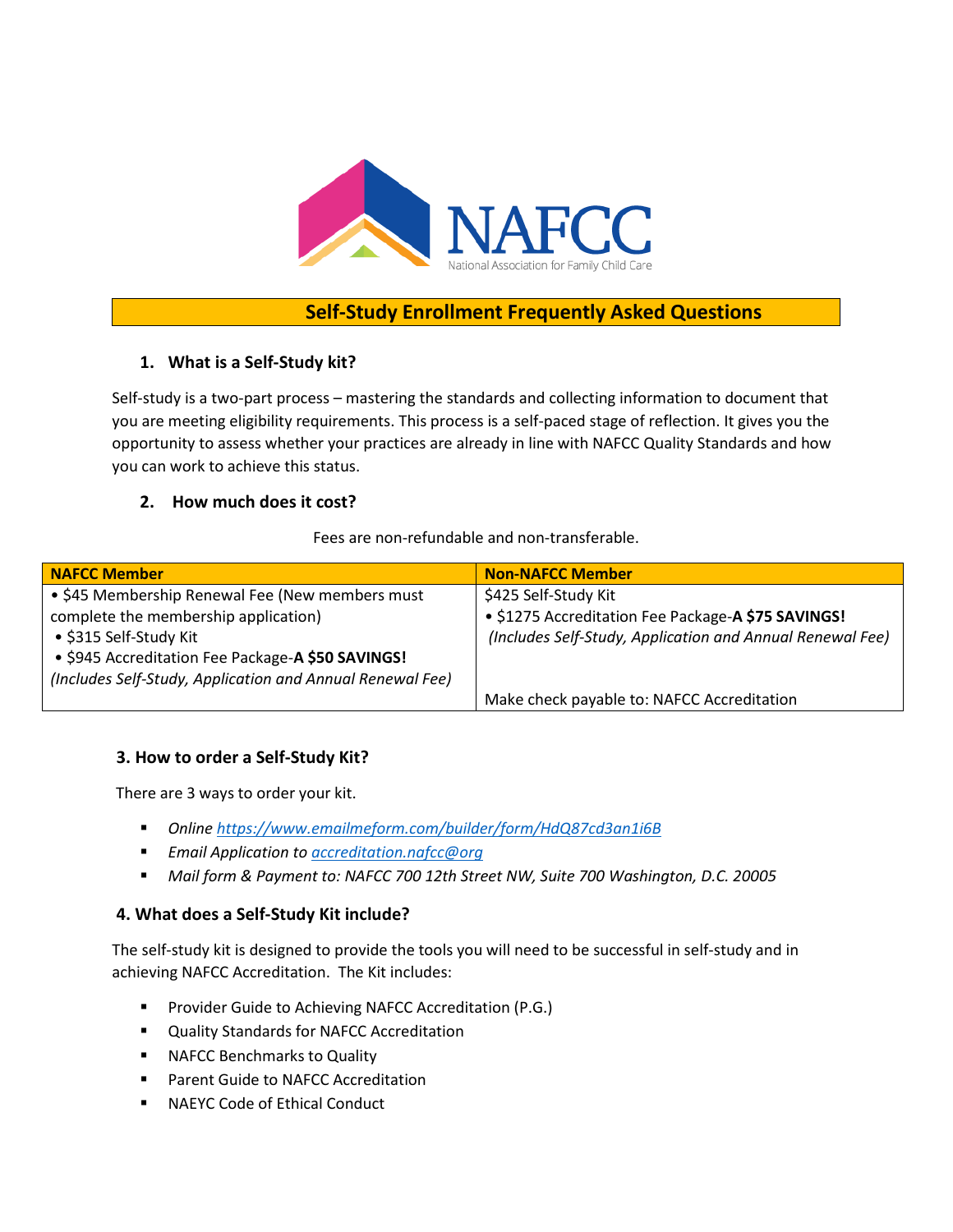NAFCC
National Association for Family Child Care

# Self-Study Enrollment Frequently Asked Questions

### 1. What is a Self-Study kit?

Self-study is a two-part process – mastering the standards and collecting information to document that you are meeting eligibility requirements. This process is a self-paced stage of reflection. It gives you the opportunity to assess whether your practices are already in line with NAFCC Quality Standards and how you can work to achieve this status.

### 2. How much does it cost?

Fees are non-refundable and non-transferable.

| NAFCC Member | Non-NAFCC Member |
|---|---|
| • $45 Membership Renewal Fee (New members must complete the membership application)<br>• $315 Self-Study Kit<br>• $945 Accreditation Fee Package-**A $50 SAVINGS!**<br>*(Includes Self-Study, Application and Annual Renewal Fee)* | $425 Self-Study Kit<br>• $1275 Accreditation Fee Package-**A $75 SAVINGS!**<br>*(Includes Self-Study, Application and Annual Renewal Fee)*<br><br>Make check payable to: NAFCC Accreditation |

### 3. How to order a Self-Study Kit?

There are 3 ways to order your kit.

- *Online [https://www.emailmeform.com/builder/form/HdQ87cd3an1i6B](https://www.emailmeform.com/builder/form/HdQ87cd3an1i6B)*
- *Email Application to [accreditation.nafcc@org](mailto:accreditation.nafcc@org)*
- *Mail form & Payment to: NAFCC 700 12th Street NW, Suite 700 Washington, D.C. 20005*

### 4. What does a Self-Study Kit include?

The self-study kit is designed to provide the tools you will need to be successful in self-study and in achieving NAFCC Accreditation. The Kit includes:

- Provider Guide to Achieving NAFCC Accreditation (P.G.)
- Quality Standards for NAFCC Accreditation
- NAFCC Benchmarks to Quality
- Parent Guide to NAFCC Accreditation
- NAEYC Code of Ethical Conduct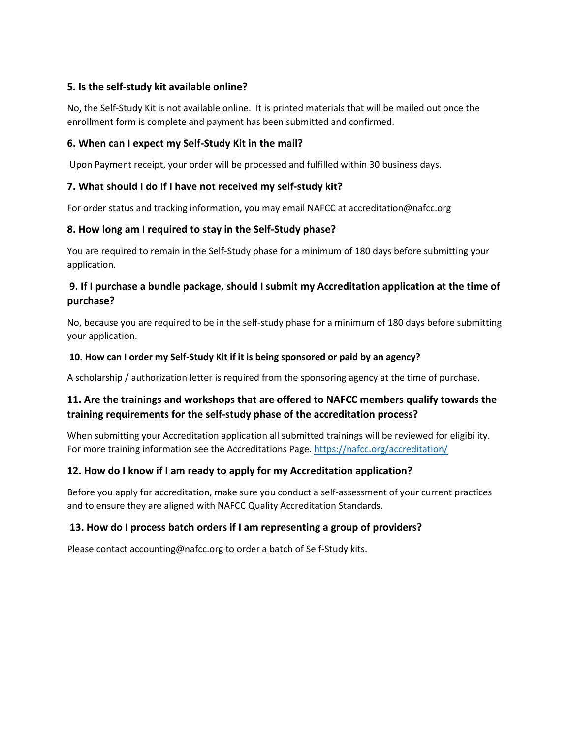### 5. Is the self-study kit available online?

No, the Self-Study Kit is not available online. It is printed materials that will be mailed out once the enrollment form is complete and payment has been submitted and confirmed.

### 6. When can I expect my Self-Study Kit in the mail?

Upon Payment receipt, your order will be processed and fulfilled within 30 business days.

### 7. What should I do If I have not received my self-study kit?

For order status and tracking information, you may email NAFCC at accreditation@nafcc.org

### 8. How long am I required to stay in the Self-Study phase?

You are required to remain in the Self-Study phase for a minimum of 180 days before submitting your application.

### 9. If I purchase a bundle package, should I submit my Accreditation application at the time of purchase?

No, because you are required to be in the self-study phase for a minimum of 180 days before submitting your application.

#### 10. How can I order my Self-Study Kit if it is being sponsored or paid by an agency?

A scholarship / authorization letter is required from the sponsoring agency at the time of purchase.

### 11. Are the trainings and workshops that are offered to NAFCC members qualify towards the training requirements for the self-study phase of the accreditation process?

When submitting your Accreditation application all submitted trainings will be reviewed for eligibility. For more training information see the Accreditations Page. https://nafcc.org/accreditation/

### 12. How do I know if I am ready to apply for my Accreditation application?

Before you apply for accreditation, make sure you conduct a self-assessment of your current practices and to ensure they are aligned with NAFCC Quality Accreditation Standards.

### 13. How do I process batch orders if I am representing a group of providers?

Please contact accounting@nafcc.org to order a batch of Self-Study kits.